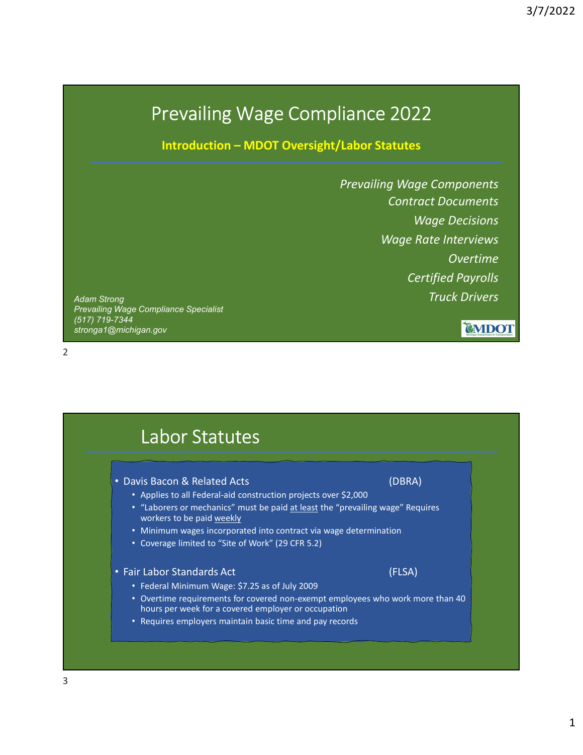# Prevailing Wage Compliance 2022

**Introduction – MDOT Oversight/Labor Statutes**

*Prevailing Wage Components*
*Contract Documents*
*Wage Decisions*
*Wage Rate Interviews*
*Overtime*
*Certified Payrolls*
*Truck Drivers*

*Adam Strong*
*Prevailing Wage Compliance Specialist*
*(517) 719-7344*
*stronga1@michigan.gov*

MDOT

# Labor Statutes

- Davis Bacon & Related Acts (DBRA)
  - Applies to all Federal-aid construction projects over $2,000
  - "Laborers or mechanics" must be paid at least the "prevailing wage" Requires workers to be paid weekly
  - Minimum wages incorporated into contract via wage determination
  - Coverage limited to "Site of Work" (29 CFR 5.2)

- Fair Labor Standards Act (FLSA)
  - Federal Minimum Wage: $7.25 as of July 2009
  - Overtime requirements for covered non-exempt employees who work more than 40 hours per week for a covered employer or occupation
  - Requires employers maintain basic time and pay records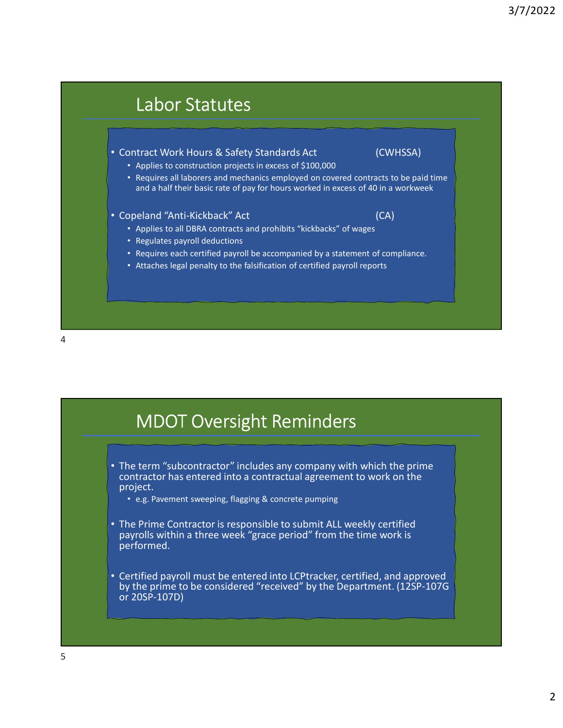## Labor Statutes

- Contract Work Hours & Safety Standards Act (CWHSSA)
  - Applies to construction projects in excess of $100,000
  - Requires all laborers and mechanics employed on covered contracts to be paid time and a half their basic rate of pay for hours worked in excess of 40 in a workweek
- Copeland "Anti-Kickback" Act (CA)
  - Applies to all DBRA contracts and prohibits "kickbacks" of wages
  - Regulates payroll deductions
  - Requires each certified payroll be accompanied by a statement of compliance.
  - Attaches legal penalty to the falsification of certified payroll reports

## MDOT Oversight Reminders

- The term "subcontractor" includes any company with which the prime contractor has entered into a contractual agreement to work on the project.
  - e.g. Pavement sweeping, flagging & concrete pumping
- The Prime Contractor is responsible to submit ALL weekly certified payrolls within a three week "grace period" from the time work is performed.
- Certified payroll must be entered into LCPtracker, certified, and approved by the prime to be considered "received" by the Department. (12SP-107G or 20SP-107D)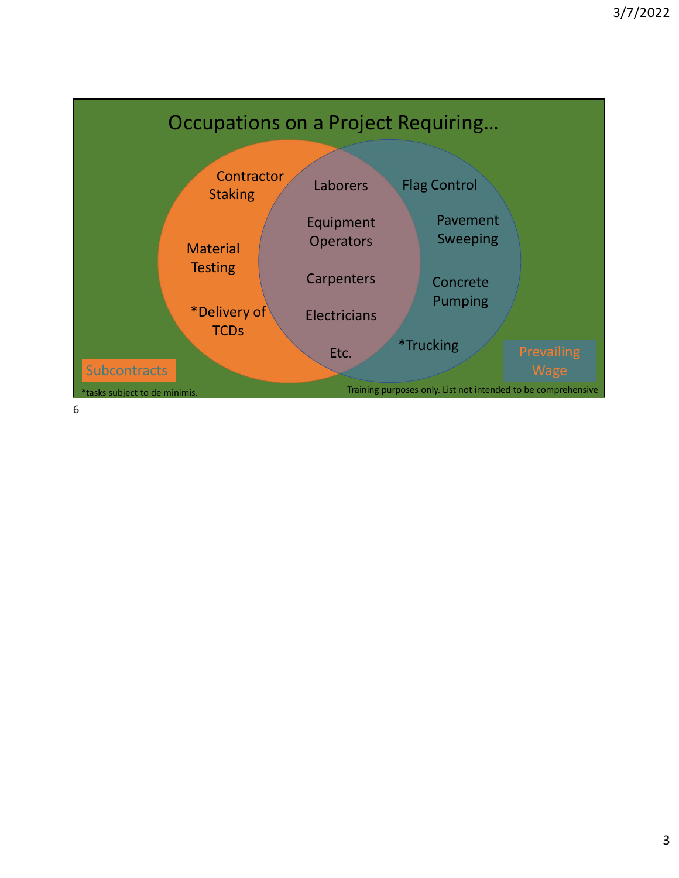# Occupations on a Project Requiring…

Contractor Staking

Material Testing

*Delivery of TCDs

Laborers

Equipment Operators

Carpenters

Electricians

Etc.

Flag Control

Pavement Sweeping

Concrete Pumping

*Trucking

Subcontracts

Prevailing Wage

*tasks subject to de minimis.

Training purposes only. List not intended to be comprehensive